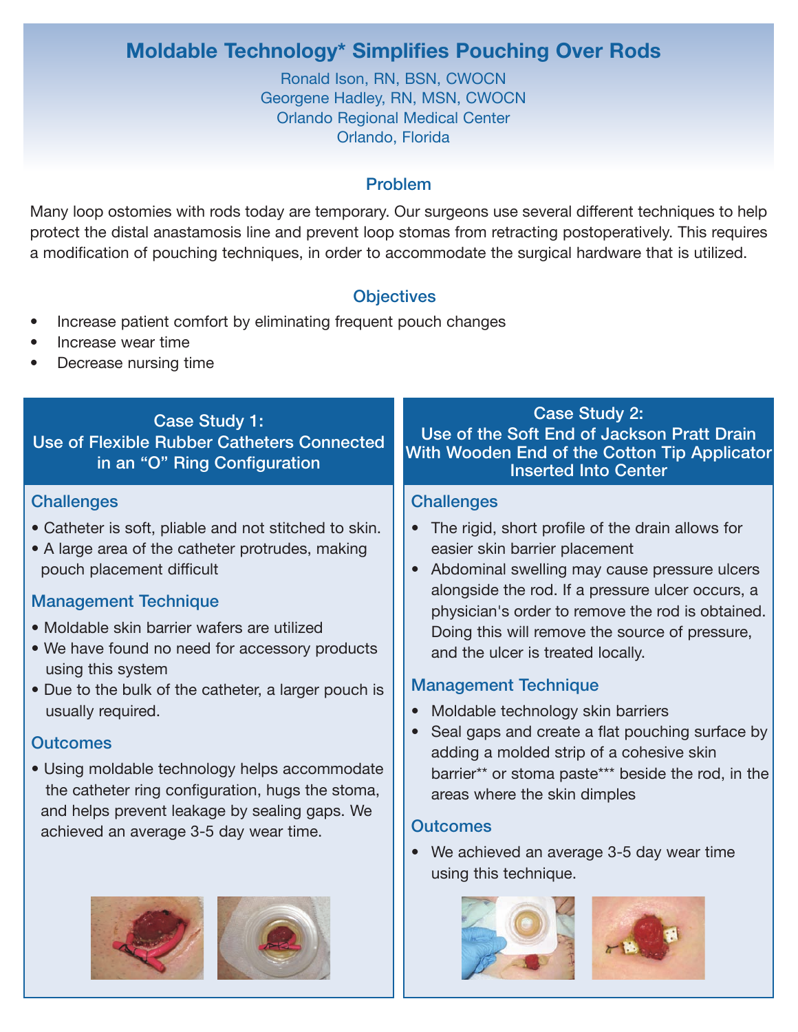# Moldable Technology* Simplifies Pouching Over Rods

Ronald Ison, RN, BSN, CWOCN
Georgene Hadley, RN, MSN, CWOCN
Orlando Regional Medical Center
Orlando, Florida

## Problem

Many loop ostomies with rods today are temporary. Our surgeons use several different techniques to help protect the distal anastamosis line and prevent loop stomas from retracting postoperatively. This requires a modification of pouching techniques, in order to accommodate the surgical hardware that is utilized.

## Objectives

- Increase patient comfort by eliminating frequent pouch changes
- Increase wear time
- Decrease nursing time

## Case Study 1: Use of Flexible Rubber Catheters Connected in an "O" Ring Configuration

### Challenges

- Catheter is soft, pliable and not stitched to skin.
- A large area of the catheter protrudes, making pouch placement difficult

### Management Technique

- Moldable skin barrier wafers are utilized
- We have found no need for accessory products using this system
- Due to the bulk of the catheter, a larger pouch is usually required.

### Outcomes

- Using moldable technology helps accommodate the catheter ring configuration, hugs the stoma, and helps prevent leakage by sealing gaps. We achieved an average 3-5 day wear time.

## Case Study 2: Use of the Soft End of Jackson Pratt Drain With Wooden End of the Cotton Tip Applicator Inserted Into Center

### Challenges

- The rigid, short profile of the drain allows for easier skin barrier placement
- Abdominal swelling may cause pressure ulcers alongside the rod. If a pressure ulcer occurs, a physician's order to remove the rod is obtained. Doing this will remove the source of pressure, and the ulcer is treated locally.

### Management Technique

- Moldable technology skin barriers
- Seal gaps and create a flat pouching surface by adding a molded strip of a cohesive skin barrier** or stoma paste*** beside the rod, in the areas where the skin dimples

### Outcomes

- We achieved an average 3-5 day wear time using this technique.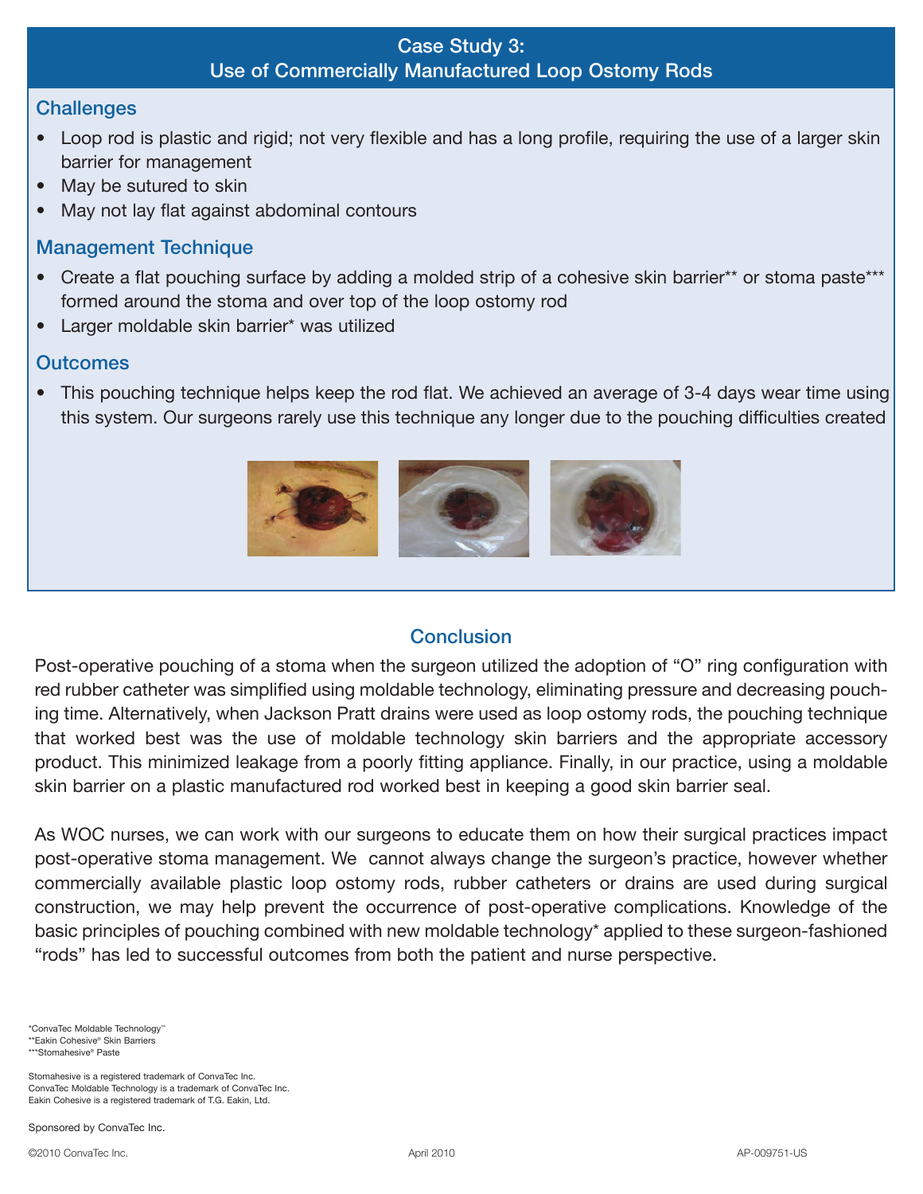## Case Study 3: Use of Commercially Manufactured Loop Ostomy Rods

### Challenges

- Loop rod is plastic and rigid; not very flexible and has a long profile, requiring the use of a larger skin barrier for management
- May be sutured to skin
- May not lay flat against abdominal contours

### Management Technique

- Create a flat pouching surface by adding a molded strip of a cohesive skin barrier** or stoma paste*** formed around the stoma and over top of the loop ostomy rod
- Larger moldable skin barrier* was utilized

### Outcomes

- This pouching technique helps keep the rod flat. We achieved an average of 3-4 days wear time using this system. Our surgeons rarely use this technique any longer due to the pouching difficulties created

## Conclusion

Post-operative pouching of a stoma when the surgeon utilized the adoption of "O" ring configuration with red rubber catheter was simplified using moldable technology, eliminating pressure and decreasing pouching time. Alternatively, when Jackson Pratt drains were used as loop ostomy rods, the pouching technique that worked best was the use of moldable technology skin barriers and the appropriate accessory product. This minimized leakage from a poorly fitting appliance. Finally, in our practice, using a moldable skin barrier on a plastic manufactured rod worked best in keeping a good skin barrier seal.

As WOC nurses, we can work with our surgeons to educate them on how their surgical practices impact post-operative stoma management. We cannot always change the surgeon's practice, however whether commercially available plastic loop ostomy rods, rubber catheters or drains are used during surgical construction, we may help prevent the occurrence of post-operative complications. Knowledge of the basic principles of pouching combined with new moldable technology* applied to these surgeon-fashioned "rods" has led to successful outcomes from both the patient and nurse perspective.

*ConvaTec Moldable Technology™
**Eakin Cohesive® Skin Barriers
***Stomahesive® Paste

Stomahesive is a registered trademark of ConvaTec Inc.
ConvaTec Moldable Technology is a trademark of ConvaTec Inc.
Eakin Cohesive is a registered trademark of T.G. Eakin, Ltd.

Sponsored by ConvaTec Inc.

©2010 ConvaTec Inc. April 2010 AP-009751-US